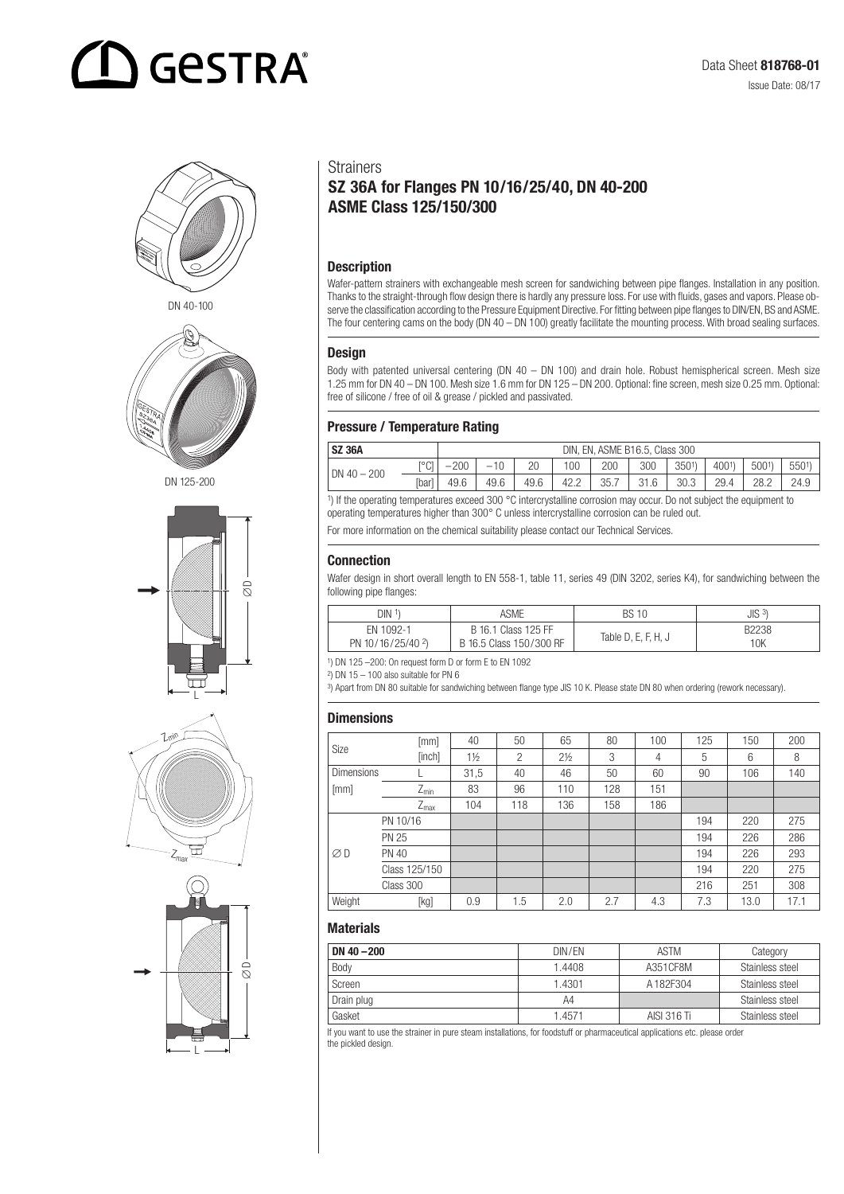# GESTRA

Data Sheet **818768-01**

Issue Date: 08/17

DN 40-100

DN 125-200

## Strainers

## SZ 36A for Flanges PN 10/16/25/40, DN 40-200 ASME Class 125/150/300

### Description

Wafer-pattern strainers with exchangeable mesh screen for sandwiching between pipe flanges. Installation in any position. Thanks to the straight-through flow design there is hardly any pressure loss. For use with fluids, gases and vapors. Please observe the classification according to the Pressure Equipment Directive. For fitting between pipe flanges to DIN/EN, BS and ASME. The four centering cams on the body (DN 40 – DN 100) greatly facilitate the mounting process. With broad sealing surfaces.

### Design

Body with patented universal centering (DN 40 – DN 100) and drain hole. Robust hemispherical screen. Mesh size 1.25 mm for DN 40 – DN 100. Mesh size 1.6 mm for DN 125 – DN 200. Optional: fine screen, mesh size 0.25 mm. Optional: free of silicone / free of oil & grease / pickled and passivated.

### Pressure / Temperature Rating

| SZ 36A | | DIN, EN, ASME B16.5, Class 300 | | | | | | | | | |
|---|---|---|---|---|---|---|---|---|---|---|---|
| DN 40 – 200 | [°C] | −200 | −10 | 20 | 100 | 200 | 300 | 350[1] | 400[1] | 500[1] | 550[1] |
| | [bar] | 49.6 | 49.6 | 49.6 | 42.2 | 35.7 | 31.6 | 30.3 | 29.4 | 28.2 | 24.9 |

[1]) If the operating temperatures exceed 300 °C intercrystalline corrosion may occur. Do not subject the equipment to operating temperatures higher than 300° C unless intercrystalline corrosion can be ruled out.

For more information on the chemical suitability please contact our Technical Services.

### Connection

Wafer design in short overall length to EN 558-1, table 11, series 49 (DIN 3202, series K4), for sandwiching between the following pipe flanges:

| DIN [1]) | ASME | BS 10 | JIS [3]) |
|---|---|---|---|
| EN 1092-1 PN 10/16/25/40 [2]) | B 16.1 Class 125 FF B 16.5 Class 150/300 RF | Table D, E, F, H, J | B2238 10K |

[1]) DN 125 –200: On request form D or form E to EN 1092

[2]) DN 15 – 100 also suitable for PN 6

[3]) Apart from DN 80 suitable for sandwiching between flange type JIS 10 K. Please state DN 80 when ordering (rework necessary).

### Dimensions

| Size | [mm] | 40 | 50 | 65 | 80 | 100 | 125 | 150 | 200 |
|---|---|---|---|---|---|---|---|---|---|
| | [inch] | 1½ | 2 | 2½ | 3 | 4 | 5 | 6 | 8 |
| Dimensions [mm] | L | 31,5 | 40 | 46 | 50 | 60 | 90 | 106 | 140 |
| | $Z_{min}$ | 83 | 96 | 110 | 128 | 151 | | | |
| | $Z_{max}$ | 104 | 118 | 136 | 158 | 186 | | | |
| ∅ D | PN 10/16 | | | | | | 194 | 220 | 275 |
| | PN 25 | | | | | | 194 | 226 | 286 |
| | PN 40 | | | | | | 194 | 226 | 293 |
| | Class 125/150 | | | | | | 194 | 220 | 275 |
| | Class 300 | | | | | | 216 | 251 | 308 |
| Weight | [kg] | 0.9 | 1.5 | 2.0 | 2.7 | 4.3 | 7.3 | 13.0 | 17.1 |

### Materials

| DN 40 –200 | DIN/EN | ASTM | Category |
|---|---|---|---|
| Body | 1.4408 | A351CF8M | Stainless steel |
| Screen | 1.4301 | A182F304 | Stainless steel |
| Drain plug | A4 | | Stainless steel |
| Gasket | 1.4571 | AISI 316 Ti | Stainless steel |

If you want to use the strainer in pure steam installations, for foodstuff or pharmaceutical applications etc. please order the pickled design.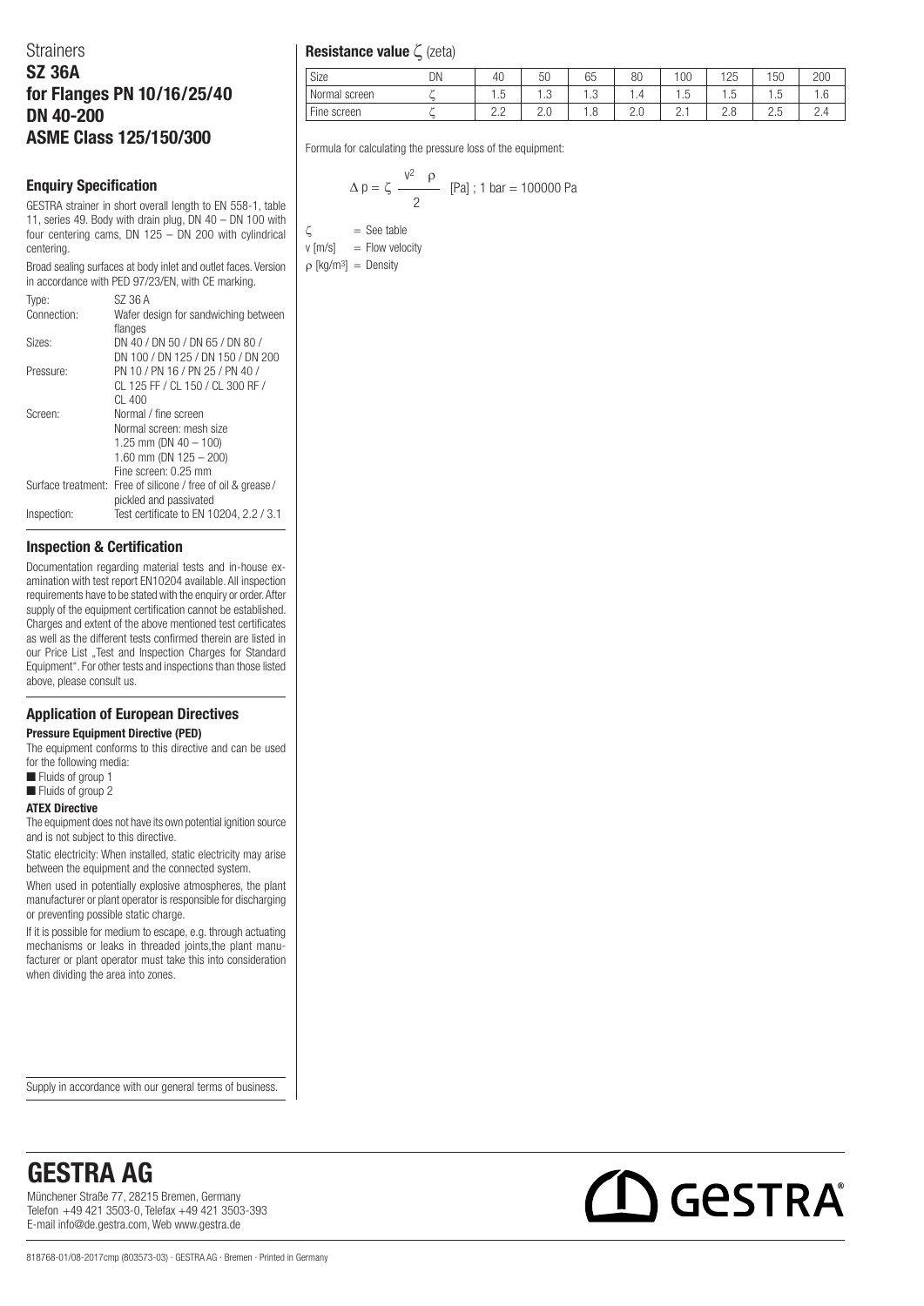# Strainers
## SZ 36A for Flanges PN 10/16/25/40 DN 40-200 ASME Class 125/150/300

### Enquiry Specification

GESTRA strainer in short overall length to EN 558-1, table 11, series 49. Body with drain plug, DN 40 – DN 100 with four centering cams, DN 125 – DN 200 with cylindrical centering.

Broad sealing surfaces at body inlet and outlet faces. Version in accordance with PED 97/23/EN, with CE marking.

| | |
|---|---|
| Type: | SZ 36 A |
| Connection: | Wafer design for sandwiching between flanges |
| Sizes: | DN 40 / DN 50 / DN 65 / DN 80 / DN 100 / DN 125 / DN 150 / DN 200 |
| Pressure: | PN 10 / PN 16 / PN 25 / PN 40 / CL 125 FF / CL 150 / CL 300 RF / CL 400 |
| Screen: | Normal / fine screen<br>Normal screen: mesh size<br>1.25 mm (DN 40 – 100)<br>1.60 mm (DN 125 – 200)<br>Fine screen: 0.25 mm |
| Surface treatment: | Free of silicone / free of oil & grease / pickled and passivated |
| Inspection: | Test certificate to EN 10204, 2.2 / 3.1 |

### Inspection & Certification

Documentation regarding material tests and in-house examination with test report EN10204 available. All inspection requirements have to be stated with the enquiry or order. After supply of the equipment certification cannot be established. Charges and extent of the above mentioned test certificates as well as the different tests confirmed therein are listed in our Price List „Test and Inspection Charges for Standard Equipment“. For other tests and inspections than those listed above, please consult us.

### Application of European Directives

**Pressure Equipment Directive (PED)**

The equipment conforms to this directive and can be used for the following media:

- Fluids of group 1
- Fluids of group 2

**ATEX Directive**

The equipment does not have its own potential ignition source and is not subject to this directive.

Static electricity: When installed, static electricity may arise between the equipment and the connected system.

When used in potentially explosive atmospheres, the plant manufacturer or plant operator is responsible for discharging or preventing possible static charge.

If it is possible for medium to escape, e.g. through actuating mechanisms or leaks in threaded joints,the plant manufacturer or plant operator must take this into consideration when dividing the area into zones.

Supply in accordance with our general terms of business.

### Resistance value $\zeta$ (zeta)

| Size | DN | 40 | 50 | 65 | 80 | 100 | 125 | 150 | 200 |
|---|---|---|---|---|---|---|---|---|---|
| Normal screen | $\zeta$ | 1.5 | 1.3 | 1.3 | 1.4 | 1.5 | 1.5 | 1.5 | 1.6 |
| Fine screen | $\zeta$ | 2.2 | 2.0 | 1.8 | 2.0 | 2.1 | 2.8 | 2.5 | 2.4 |

Formula for calculating the pressure loss of the equipment:

$$\Delta p = \zeta \frac{v^2 \quad \rho}{2} \quad [\text{Pa}]\ ;\ 1 \text{ bar} = 100000 \text{ Pa}$$

$\zeta$ = See table
$v$ [m/s] = Flow velocity
$\rho$ [kg/m³] = Density

**GESTRA AG**

Münchener Straße 77, 28215 Bremen, Germany
Telefon +49 421 3503-0, Telefax +49 421 3503-393
E-mail info@de.gestra.com, Web www.gestra.de

GESTRA®

818768-01/08-2017cmp (803573-03) · GESTRA AG · Bremen · Printed in Germany